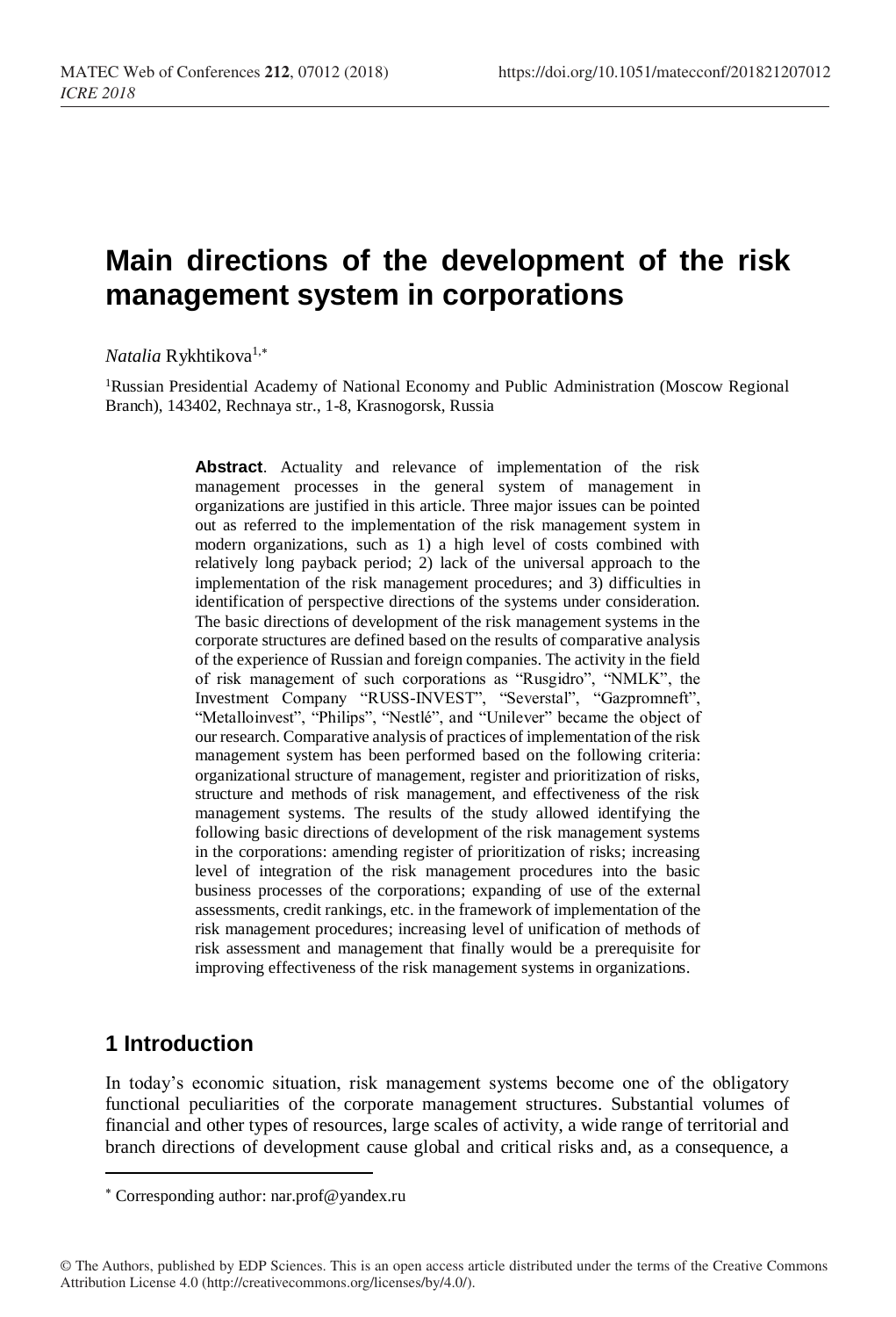# Main directions of the development of the risk management system in corporations

*Natalia* Rykhtikova[1,*]

[1]Russian Presidential Academy of National Economy and Public Administration (Moscow Regional Branch), 143402, Rechnaya str., 1-8, Krasnogorsk, Russia

**Abstract**. Actuality and relevance of implementation of the risk management processes in the general system of management in organizations are justified in this article. Three major issues can be pointed out as referred to the implementation of the risk management system in modern organizations, such as 1) a high level of costs combined with relatively long payback period; 2) lack of the universal approach to the implementation of the risk management procedures; and 3) difficulties in identification of perspective directions of the systems under consideration. The basic directions of development of the risk management systems in the corporate structures are defined based on the results of comparative analysis of the experience of Russian and foreign companies. The activity in the field of risk management of such corporations as "Rusgidro", "NMLK", the Investment Company "RUSS-INVEST", "Severstal", "Gazpromneft", "Metalloinvest", "Philips", "Nestlé", and "Unilever" became the object of our research. Comparative analysis of practices of implementation of the risk management system has been performed based on the following criteria: organizational structure of management, register and prioritization of risks, structure and methods of risk management, and effectiveness of the risk management systems. The results of the study allowed identifying the following basic directions of development of the risk management systems in the corporations: amending register of prioritization of risks; increasing level of integration of the risk management procedures into the basic business processes of the corporations; expanding of use of the external assessments, credit rankings, etc. in the framework of implementation of the risk management procedures; increasing level of unification of methods of risk assessment and management that finally would be a prerequisite for improving effectiveness of the risk management systems in organizations.

## 1 Introduction

In today's economic situation, risk management systems become one of the obligatory functional peculiarities of the corporate management structures. Substantial volumes of financial and other types of resources, large scales of activity, a wide range of territorial and branch directions of development cause global and critical risks and, as a consequence, a

[*] Corresponding author: nar.prof@yandex.ru

© The Authors, published by EDP Sciences. This is an open access article distributed under the terms of the Creative Commons Attribution License 4.0 (http://creativecommons.org/licenses/by/4.0/).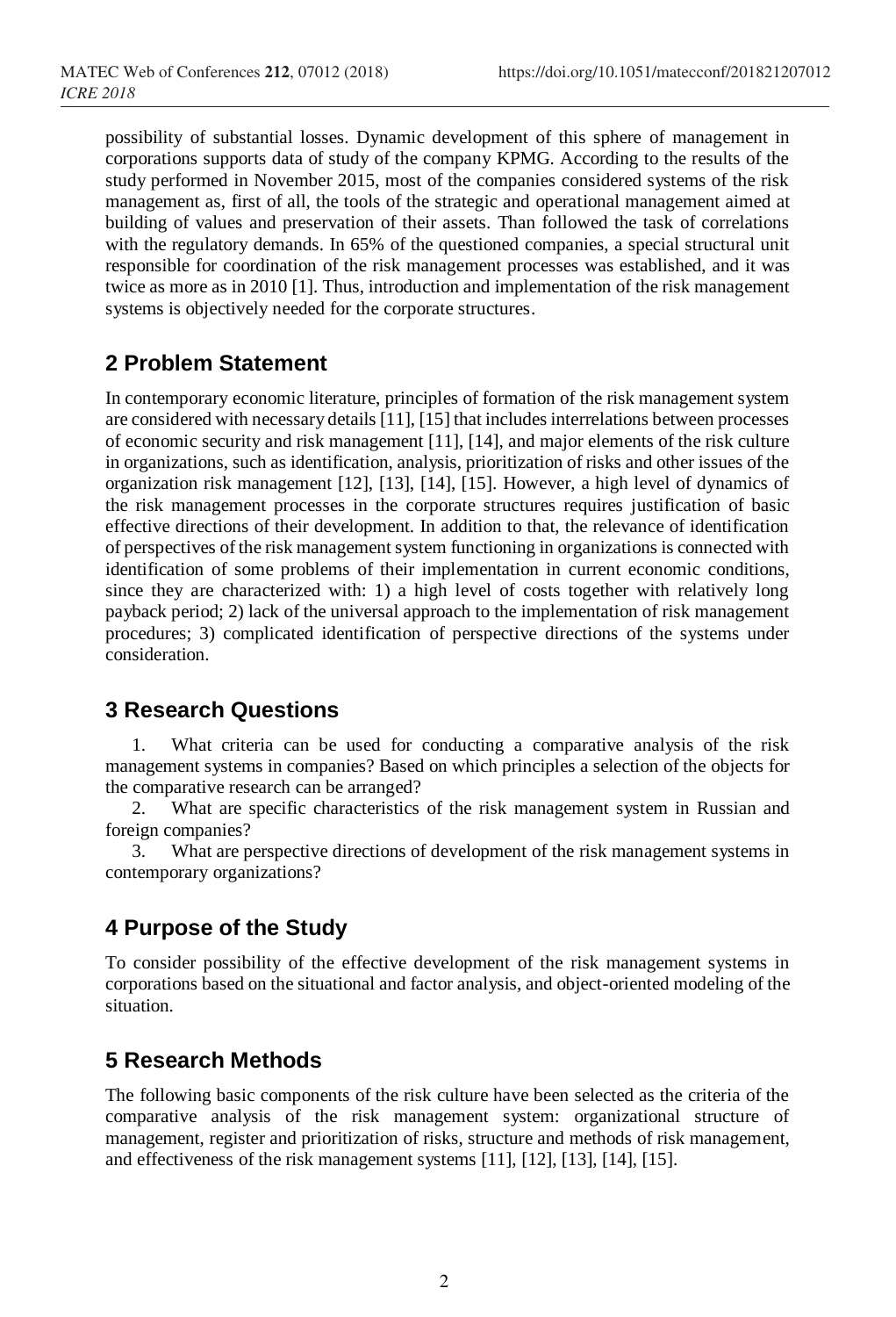possibility of substantial losses. Dynamic development of this sphere of management in corporations supports data of study of the company KPMG. According to the results of the study performed in November 2015, most of the companies considered systems of the risk management as, first of all, the tools of the strategic and operational management aimed at building of values and preservation of their assets. Than followed the task of correlations with the regulatory demands. In 65% of the questioned companies, a special structural unit responsible for coordination of the risk management processes was established, and it was twice as more as in 2010 [1]. Thus, introduction and implementation of the risk management systems is objectively needed for the corporate structures.

## 2 Problem Statement

In contemporary economic literature, principles of formation of the risk management system are considered with necessary details [11], [15] that includes interrelations between processes of economic security and risk management [11], [14], and major elements of the risk culture in organizations, such as identification, analysis, prioritization of risks and other issues of the organization risk management [12], [13], [14], [15]. However, a high level of dynamics of the risk management processes in the corporate structures requires justification of basic effective directions of their development. In addition to that, the relevance of identification of perspectives of the risk management system functioning in organizations is connected with identification of some problems of their implementation in current economic conditions, since they are characterized with: 1) a high level of costs together with relatively long payback period; 2) lack of the universal approach to the implementation of risk management procedures; 3) complicated identification of perspective directions of the systems under consideration.

## 3 Research Questions

1. What criteria can be used for conducting a comparative analysis of the risk management systems in companies? Based on which principles a selection of the objects for the comparative research can be arranged?
2. What are specific characteristics of the risk management system in Russian and foreign companies?
3. What are perspective directions of development of the risk management systems in contemporary organizations?

## 4 Purpose of the Study

To consider possibility of the effective development of the risk management systems in corporations based on the situational and factor analysis, and object-oriented modeling of the situation.

## 5 Research Methods

The following basic components of the risk culture have been selected as the criteria of the comparative analysis of the risk management system: organizational structure of management, register and prioritization of risks, structure and methods of risk management, and effectiveness of the risk management systems [11], [12], [13], [14], [15].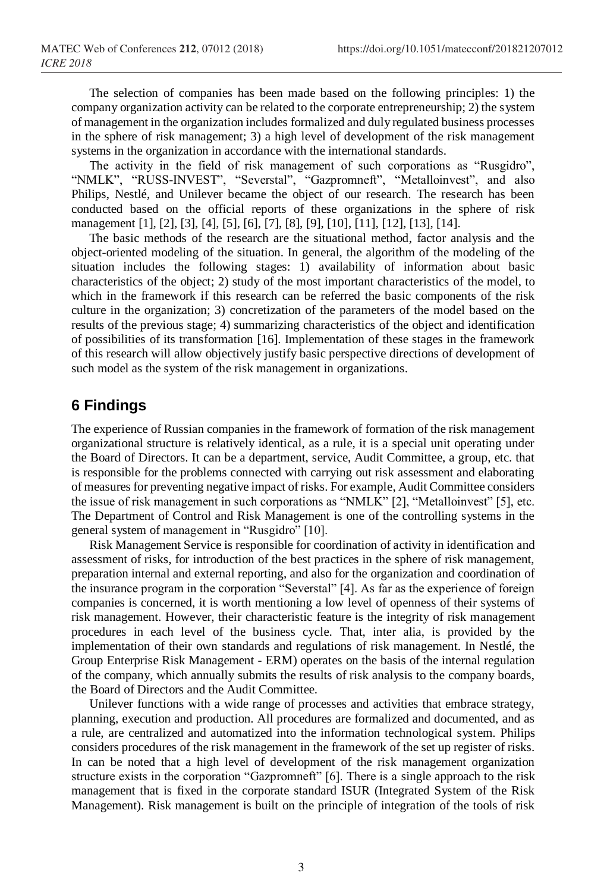The selection of companies has been made based on the following principles: 1) the company organization activity can be related to the corporate entrepreneurship; 2) the system of management in the organization includes formalized and duly regulated business processes in the sphere of risk management; 3) a high level of development of the risk management systems in the organization in accordance with the international standards.

The activity in the field of risk management of such corporations as "Rusgidro", "NMLK", "RUSS-INVEST", "Severstal", "Gazpromneft", "Metalloinvest", and also Philips, Nestlé, and Unilever became the object of our research. The research has been conducted based on the official reports of these organizations in the sphere of risk management [1], [2], [3], [4], [5], [6], [7], [8], [9], [10], [11], [12], [13], [14].

The basic methods of the research are the situational method, factor analysis and the object-oriented modeling of the situation. In general, the algorithm of the modeling of the situation includes the following stages: 1) availability of information about basic characteristics of the object; 2) study of the most important characteristics of the model, to which in the framework if this research can be referred the basic components of the risk culture in the organization; 3) concretization of the parameters of the model based on the results of the previous stage; 4) summarizing characteristics of the object and identification of possibilities of its transformation [16]. Implementation of these stages in the framework of this research will allow objectively justify basic perspective directions of development of such model as the system of the risk management in organizations.

## 6 Findings

The experience of Russian companies in the framework of formation of the risk management organizational structure is relatively identical, as a rule, it is a special unit operating under the Board of Directors. It can be a department, service, Audit Committee, a group, etc. that is responsible for the problems connected with carrying out risk assessment and elaborating of measures for preventing negative impact of risks. For example, Audit Committee considers the issue of risk management in such corporations as "NMLK" [2], "Metalloinvest" [5], etc. The Department of Control and Risk Management is one of the controlling systems in the general system of management in "Rusgidro" [10].

Risk Management Service is responsible for coordination of activity in identification and assessment of risks, for introduction of the best practices in the sphere of risk management, preparation internal and external reporting, and also for the organization and coordination of the insurance program in the corporation "Severstal" [4]. As far as the experience of foreign companies is concerned, it is worth mentioning a low level of openness of their systems of risk management. However, their characteristic feature is the integrity of risk management procedures in each level of the business cycle. That, inter alia, is provided by the implementation of their own standards and regulations of risk management. In Nestlé, the Group Enterprise Risk Management - ERM) operates on the basis of the internal regulation of the company, which annually submits the results of risk analysis to the company boards, the Board of Directors and the Audit Committee.

Unilever functions with a wide range of processes and activities that embrace strategy, planning, execution and production. All procedures are formalized and documented, and as a rule, are centralized and automatized into the information technological system. Philips considers procedures of the risk management in the framework of the set up register of risks. In can be noted that a high level of development of the risk management organization structure exists in the corporation "Gazpromneft" [6]. There is a single approach to the risk management that is fixed in the corporate standard ISUR (Integrated System of the Risk Management). Risk management is built on the principle of integration of the tools of risk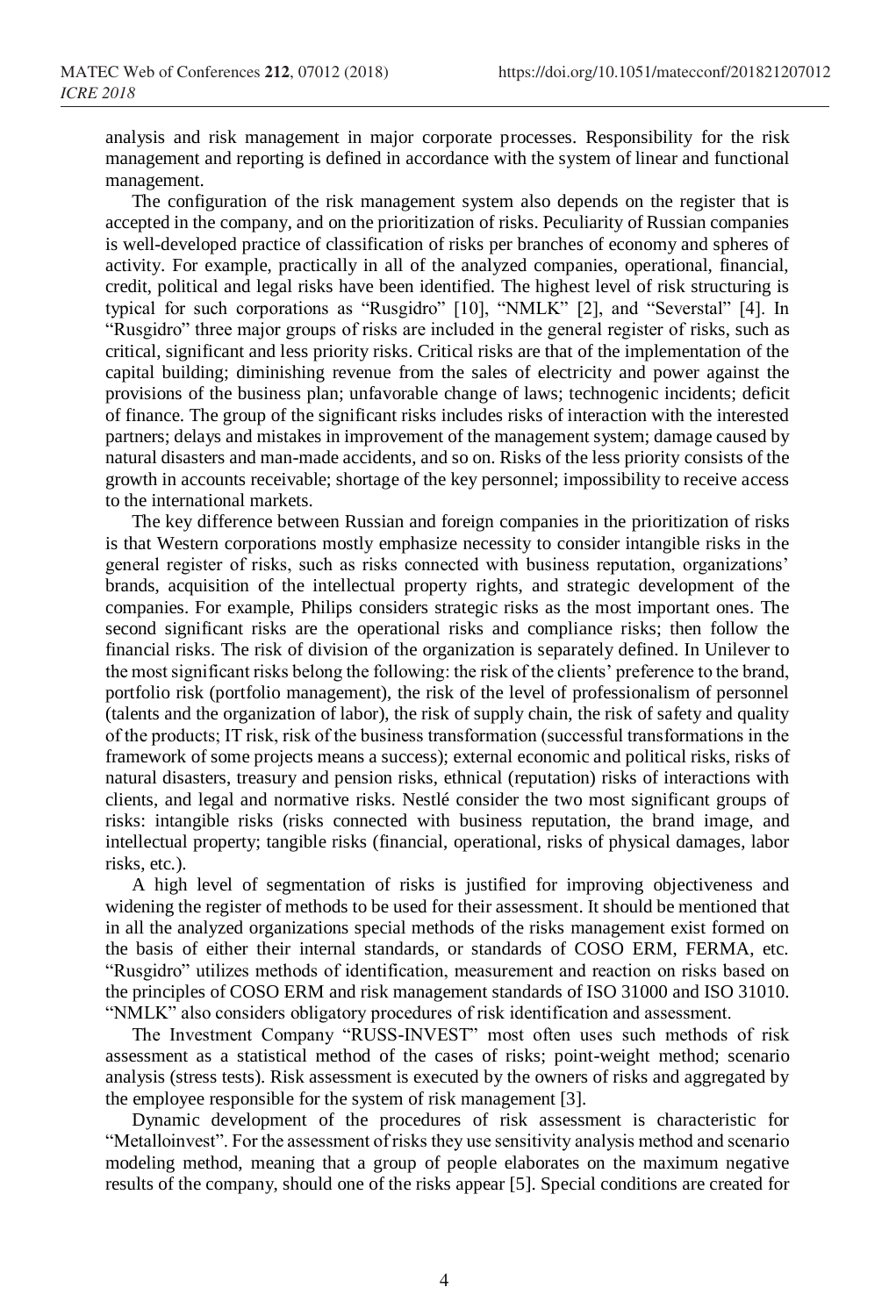analysis and risk management in major corporate processes. Responsibility for the risk management and reporting is defined in accordance with the system of linear and functional management.

The configuration of the risk management system also depends on the register that is accepted in the company, and on the prioritization of risks. Peculiarity of Russian companies is well-developed practice of classification of risks per branches of economy and spheres of activity. For example, practically in all of the analyzed companies, operational, financial, credit, political and legal risks have been identified. The highest level of risk structuring is typical for such corporations as "Rusgidro" [10], "NMLK" [2], and "Severstal" [4]. In "Rusgidro" three major groups of risks are included in the general register of risks, such as critical, significant and less priority risks. Critical risks are that of the implementation of the capital building; diminishing revenue from the sales of electricity and power against the provisions of the business plan; unfavorable change of laws; technogenic incidents; deficit of finance. The group of the significant risks includes risks of interaction with the interested partners; delays and mistakes in improvement of the management system; damage caused by natural disasters and man-made accidents, and so on. Risks of the less priority consists of the growth in accounts receivable; shortage of the key personnel; impossibility to receive access to the international markets.

The key difference between Russian and foreign companies in the prioritization of risks is that Western corporations mostly emphasize necessity to consider intangible risks in the general register of risks, such as risks connected with business reputation, organizations' brands, acquisition of the intellectual property rights, and strategic development of the companies. For example, Philips considers strategic risks as the most important ones. The second significant risks are the operational risks and compliance risks; then follow the financial risks. The risk of division of the organization is separately defined. In Unilever to the most significant risks belong the following: the risk of the clients' preference to the brand, portfolio risk (portfolio management), the risk of the level of professionalism of personnel (talents and the organization of labor), the risk of supply chain, the risk of safety and quality of the products; IT risk, risk of the business transformation (successful transformations in the framework of some projects means a success); external economic and political risks, risks of natural disasters, treasury and pension risks, ethnical (reputation) risks of interactions with clients, and legal and normative risks. Nestlé consider the two most significant groups of risks: intangible risks (risks connected with business reputation, the brand image, and intellectual property; tangible risks (financial, operational, risks of physical damages, labor risks, etc.).

A high level of segmentation of risks is justified for improving objectiveness and widening the register of methods to be used for their assessment. It should be mentioned that in all the analyzed organizations special methods of the risks management exist formed on the basis of either their internal standards, or standards of COSO ERM, FERMA, etc. "Rusgidro" utilizes methods of identification, measurement and reaction on risks based on the principles of COSO ERM and risk management standards of ISO 31000 and ISO 31010. "NMLK" also considers obligatory procedures of risk identification and assessment.

The Investment Company "RUSS-INVEST" most often uses such methods of risk assessment as a statistical method of the cases of risks; point-weight method; scenario analysis (stress tests). Risk assessment is executed by the owners of risks and aggregated by the employee responsible for the system of risk management [3].

Dynamic development of the procedures of risk assessment is characteristic for "Metalloinvest". For the assessment of risks they use sensitivity analysis method and scenario modeling method, meaning that a group of people elaborates on the maximum negative results of the company, should one of the risks appear [5]. Special conditions are created for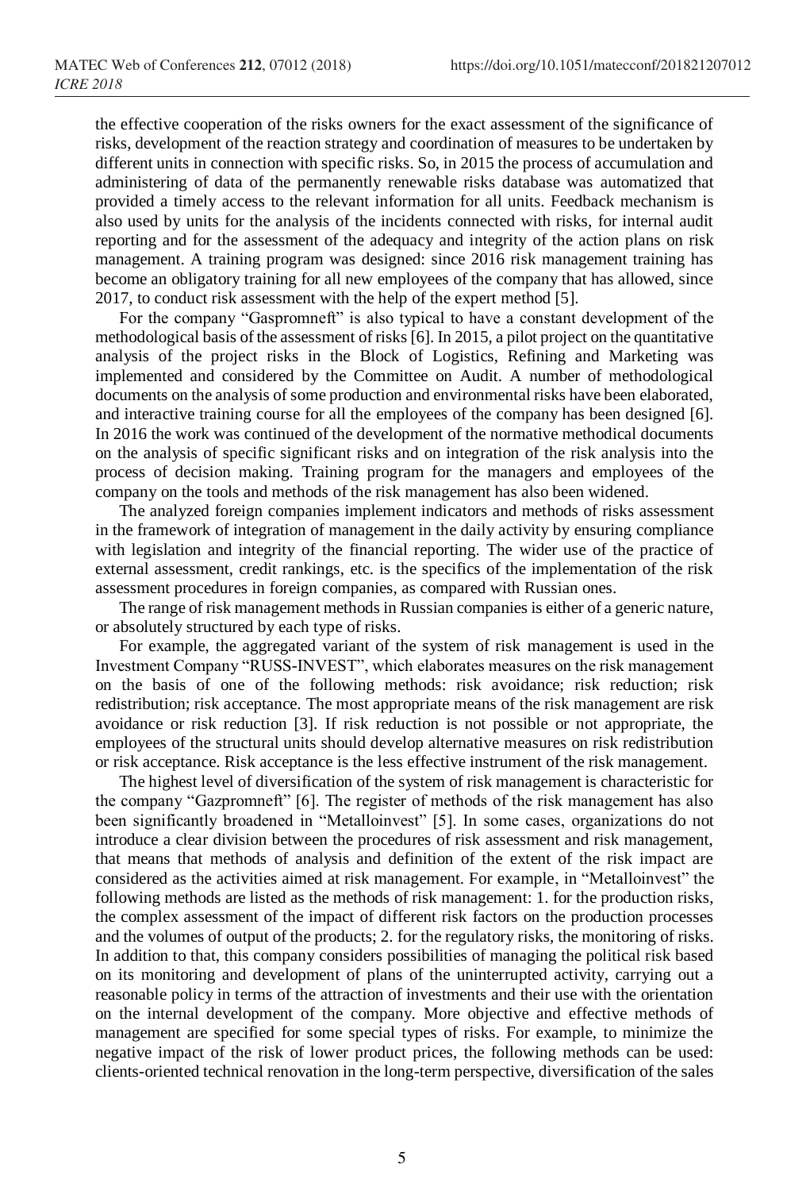the effective cooperation of the risks owners for the exact assessment of the significance of risks, development of the reaction strategy and coordination of measures to be undertaken by different units in connection with specific risks. So, in 2015 the process of accumulation and administering of data of the permanently renewable risks database was automatized that provided a timely access to the relevant information for all units. Feedback mechanism is also used by units for the analysis of the incidents connected with risks, for internal audit reporting and for the assessment of the adequacy and integrity of the action plans on risk management. A training program was designed: since 2016 risk management training has become an obligatory training for all new employees of the company that has allowed, since 2017, to conduct risk assessment with the help of the expert method [5].

For the company "Gaspromneft" is also typical to have a constant development of the methodological basis of the assessment of risks [6]. In 2015, a pilot project on the quantitative analysis of the project risks in the Block of Logistics, Refining and Marketing was implemented and considered by the Committee on Audit. A number of methodological documents on the analysis of some production and environmental risks have been elaborated, and interactive training course for all the employees of the company has been designed [6]. In 2016 the work was continued of the development of the normative methodical documents on the analysis of specific significant risks and on integration of the risk analysis into the process of decision making. Training program for the managers and employees of the company on the tools and methods of the risk management has also been widened.

The analyzed foreign companies implement indicators and methods of risks assessment in the framework of integration of management in the daily activity by ensuring compliance with legislation and integrity of the financial reporting. The wider use of the practice of external assessment, credit rankings, etc. is the specifics of the implementation of the risk assessment procedures in foreign companies, as compared with Russian ones.

The range of risk management methods in Russian companies is either of a generic nature, or absolutely structured by each type of risks.

For example, the aggregated variant of the system of risk management is used in the Investment Company "RUSS-INVEST", which elaborates measures on the risk management on the basis of one of the following methods: risk avoidance; risk reduction; risk redistribution; risk acceptance. The most appropriate means of the risk management are risk avoidance or risk reduction [3]. If risk reduction is not possible or not appropriate, the employees of the structural units should develop alternative measures on risk redistribution or risk acceptance. Risk acceptance is the less effective instrument of the risk management.

The highest level of diversification of the system of risk management is characteristic for the company "Gazpromneft" [6]. The register of methods of the risk management has also been significantly broadened in "Metalloinvest" [5]. In some cases, organizations do not introduce a clear division between the procedures of risk assessment and risk management, that means that methods of analysis and definition of the extent of the risk impact are considered as the activities aimed at risk management. For example, in "Metalloinvest" the following methods are listed as the methods of risk management: 1. for the production risks, the complex assessment of the impact of different risk factors on the production processes and the volumes of output of the products; 2. for the regulatory risks, the monitoring of risks. In addition to that, this company considers possibilities of managing the political risk based on its monitoring and development of plans of the uninterrupted activity, carrying out a reasonable policy in terms of the attraction of investments and their use with the orientation on the internal development of the company. More objective and effective methods of management are specified for some special types of risks. For example, to minimize the negative impact of the risk of lower product prices, the following methods can be used: clients-oriented technical renovation in the long-term perspective, diversification of the sales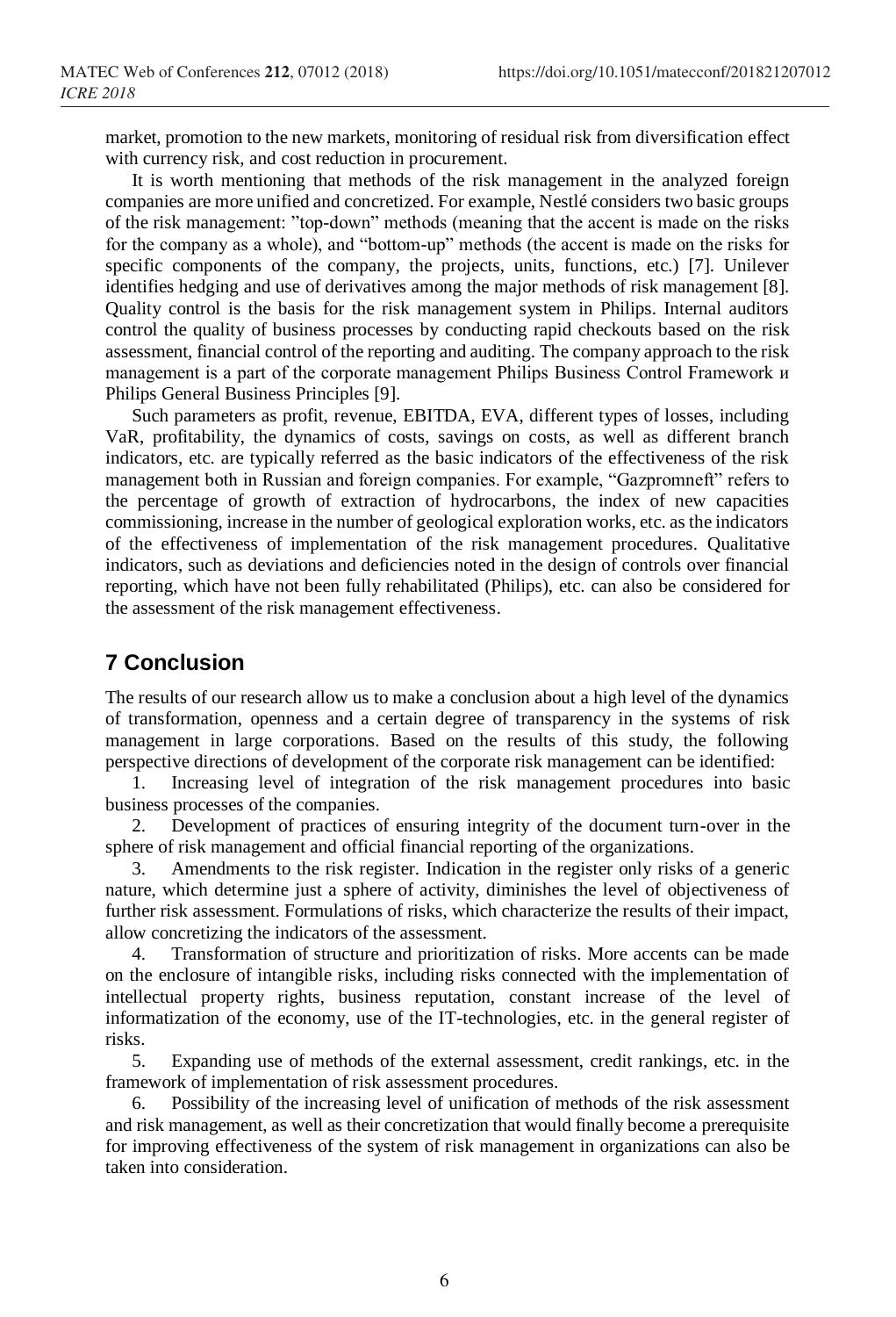market, promotion to the new markets, monitoring of residual risk from diversification effect with currency risk, and cost reduction in procurement.

It is worth mentioning that methods of the risk management in the analyzed foreign companies are more unified and concretized. For example, Nestlé considers two basic groups of the risk management: "top-down" methods (meaning that the accent is made on the risks for the company as a whole), and "bottom-up" methods (the accent is made on the risks for specific components of the company, the projects, units, functions, etc.) [7]. Unilever identifies hedging and use of derivatives among the major methods of risk management [8]. Quality control is the basis for the risk management system in Philips. Internal auditors control the quality of business processes by conducting rapid checkouts based on the risk assessment, financial control of the reporting and auditing. The company approach to the risk management is a part of the corporate management Philips Business Control Framework и Philips General Business Principles [9].

Such parameters as profit, revenue, EBITDA, EVA, different types of losses, including VaR, profitability, the dynamics of costs, savings on costs, as well as different branch indicators, etc. are typically referred as the basic indicators of the effectiveness of the risk management both in Russian and foreign companies. For example, "Gazpromneft" refers to the percentage of growth of extraction of hydrocarbons, the index of new capacities commissioning, increase in the number of geological exploration works, etc. as the indicators of the effectiveness of implementation of the risk management procedures. Qualitative indicators, such as deviations and deficiencies noted in the design of controls over financial reporting, which have not been fully rehabilitated (Philips), etc. can also be considered for the assessment of the risk management effectiveness.

## 7 Conclusion

The results of our research allow us to make a conclusion about a high level of the dynamics of transformation, openness and a certain degree of transparency in the systems of risk management in large corporations. Based on the results of this study, the following perspective directions of development of the corporate risk management can be identified:

1. Increasing level of integration of the risk management procedures into basic business processes of the companies.
2. Development of practices of ensuring integrity of the document turn-over in the sphere of risk management and official financial reporting of the organizations.
3. Amendments to the risk register. Indication in the register only risks of a generic nature, which determine just a sphere of activity, diminishes the level of objectiveness of further risk assessment. Formulations of risks, which characterize the results of their impact, allow concretizing the indicators of the assessment.
4. Transformation of structure and prioritization of risks. More accents can be made on the enclosure of intangible risks, including risks connected with the implementation of intellectual property rights, business reputation, constant increase of the level of informatization of the economy, use of the IT-technologies, etc. in the general register of risks.
5. Expanding use of methods of the external assessment, credit rankings, etc. in the framework of implementation of risk assessment procedures.
6. Possibility of the increasing level of unification of methods of the risk assessment and risk management, as well as their concretization that would finally become a prerequisite for improving effectiveness of the system of risk management in organizations can also be taken into consideration.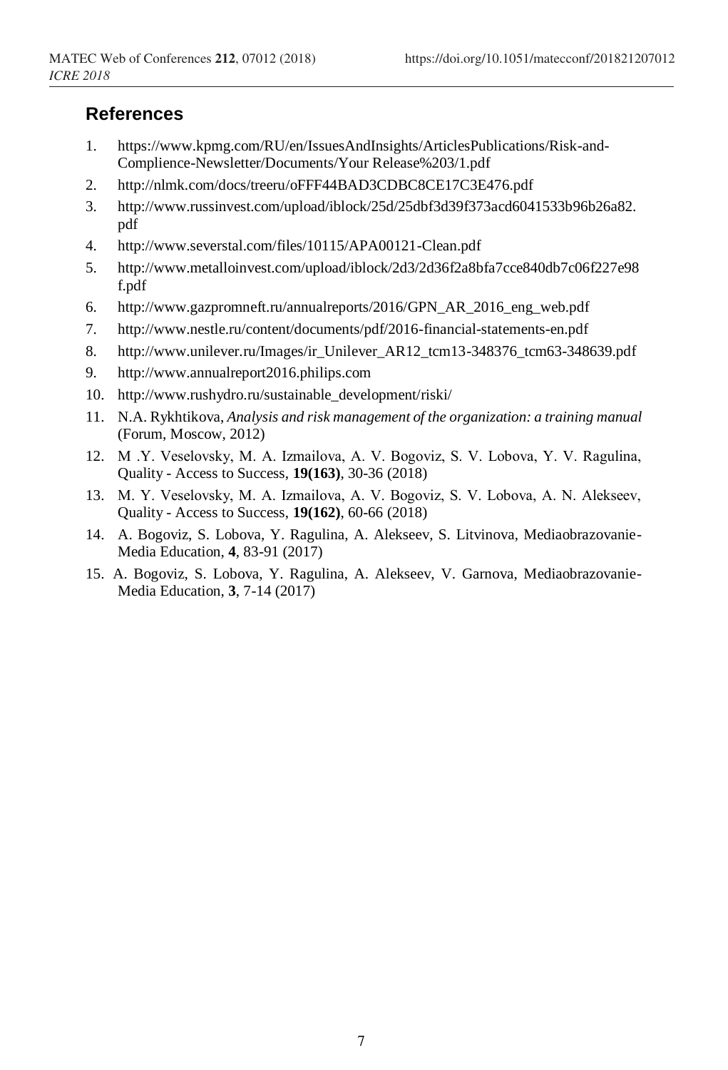## References

1. https://www.kpmg.com/RU/en/IssuesAndInsights/ArticlesPublications/Risk-and-Complience-Newsletter/Documents/Your Release%203/1.pdf
2. http://nlmk.com/docs/treeru/oFFF44BAD3CDBC8CE17C3E476.pdf
3. http://www.russinvest.com/upload/iblock/25d/25dbf3d39f373acd6041533b96b26a82.pdf
4. http://www.severstal.com/files/10115/APA00121-Clean.pdf
5. http://www.metalloinvest.com/upload/iblock/2d3/2d36f2a8bfa7cce840db7c06f227e98f.pdf
6. http://www.gazpromneft.ru/annualreports/2016/GPN_AR_2016_eng_web.pdf
7. http://www.nestle.ru/content/documents/pdf/2016-financial-statements-en.pdf
8. http://www.unilever.ru/Images/ir_Unilever_AR12_tcm13-348376_tcm63-348639.pdf
9. http://www.annualreport2016.philips.com
10. http://www.rushydro.ru/sustainable_development/riski/
11. N.A. Rykhtikova, *Analysis and risk management of the organization: a training manual* (Forum, Moscow, 2012)
12. M .Y. Veselovsky, M. A. Izmailova, A. V. Bogoviz, S. V. Lobova, Y. V. Ragulina, Quality - Access to Success, **19(163)**, 30-36 (2018)
13. M. Y. Veselovsky, M. A. Izmailova, A. V. Bogoviz, S. V. Lobova, A. N. Alekseev, Quality - Access to Success, **19(162)**, 60-66 (2018)
14. A. Bogoviz, S. Lobova, Y. Ragulina, A. Alekseev, S. Litvinova, Mediaobrazovanie-Media Education, **4**, 83-91 (2017)
15. A. Bogoviz, S. Lobova, Y. Ragulina, A. Alekseev, V. Garnova, Mediaobrazovanie-Media Education, **3**, 7-14 (2017)